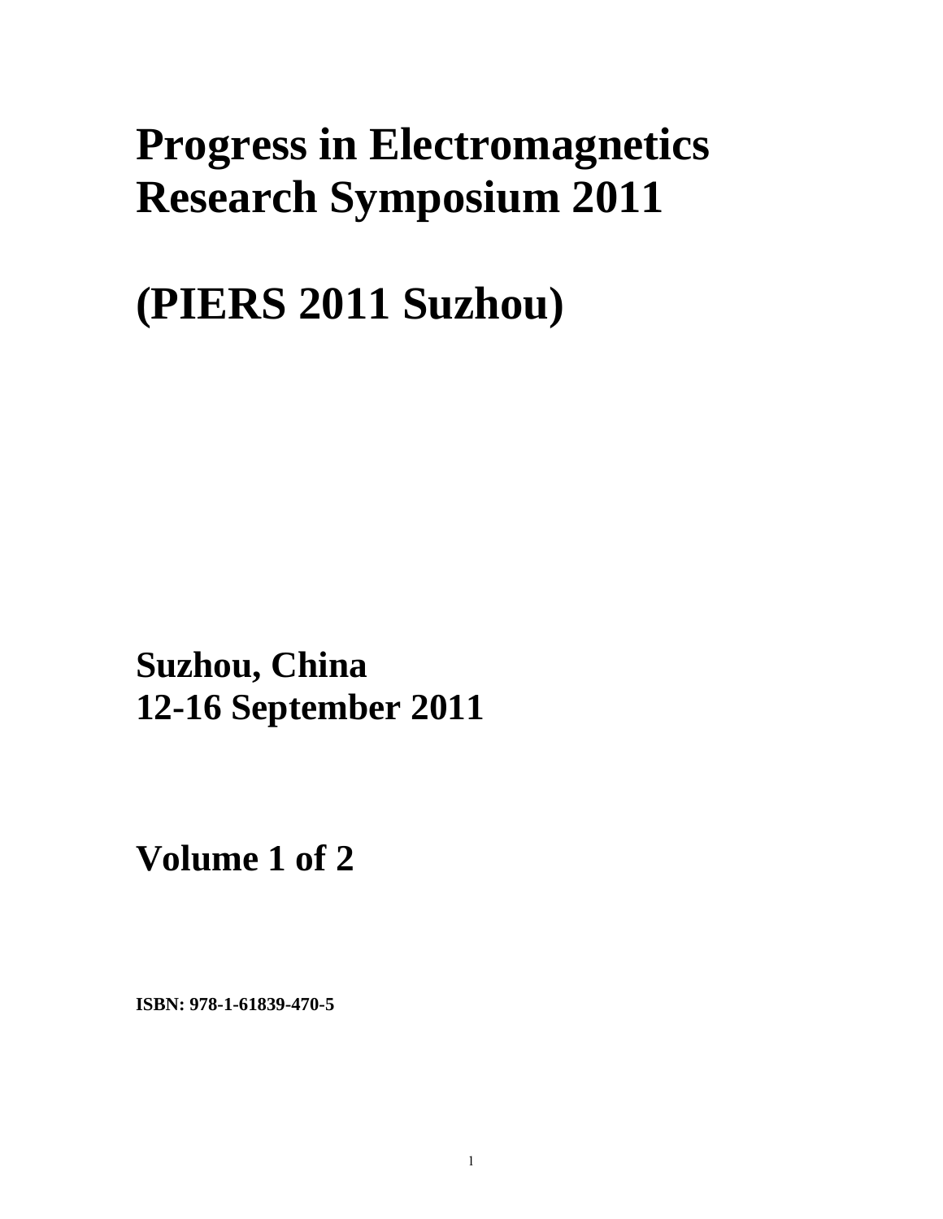# Progress in Electromagnetics Research Symposium 2011

# (PIERS 2011 Suzhou)

## Suzhou, China
## 12-16 September 2011

## Volume 1 of 2

**ISBN: 978-1-61839-470-5**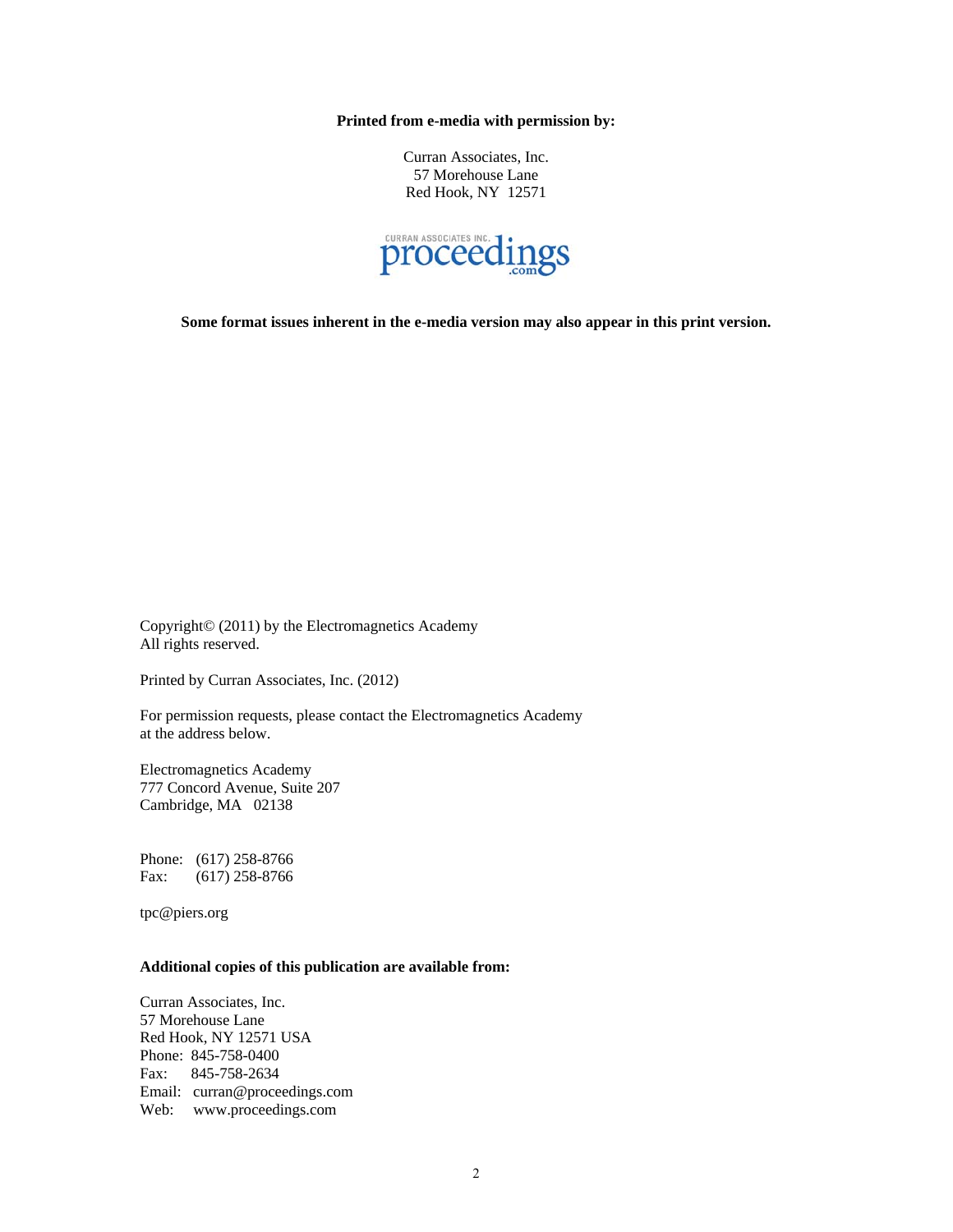**Printed from e-media with permission by:**

Curran Associates, Inc.
57 Morehouse Lane
Red Hook, NY 12571

CURRAN ASSOCIATES INC. proceedings.com

**Some format issues inherent in the e-media version may also appear in this print version.**

Copyright© (2011) by the Electromagnetics Academy
All rights reserved.

Printed by Curran Associates, Inc. (2012)

For permission requests, please contact the Electromagnetics Academy
at the address below.

Electromagnetics Academy
777 Concord Avenue, Suite 207
Cambridge, MA 02138

Phone: (617) 258-8766
Fax: (617) 258-8766

tpc@piers.org

**Additional copies of this publication are available from:**

Curran Associates, Inc.
57 Morehouse Lane
Red Hook, NY 12571 USA
Phone: 845-758-0400
Fax: 845-758-2634
Email: curran@proceedings.com
Web: www.proceedings.com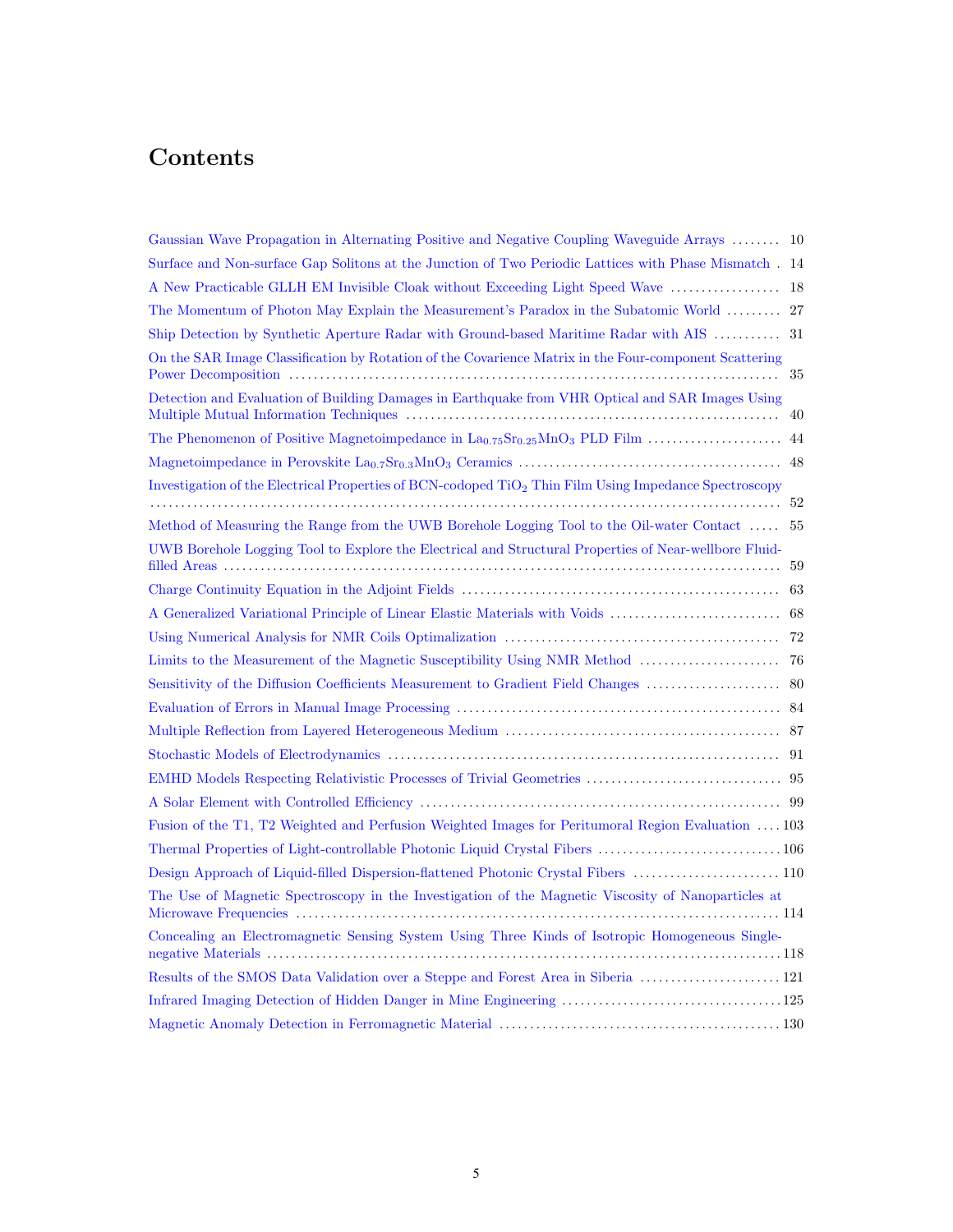# Contents

Gaussian Wave Propagation in Alternating Positive and Negative Coupling Waveguide Arrays ........ 10

Surface and Non-surface Gap Solitons at the Junction of Two Periodic Lattices with Phase Mismatch . 14

A New Practicable GLLH EM Invisible Cloak without Exceeding Light Speed Wave .................. 18

The Momentum of Photon May Explain the Measurement's Paradox in the Subatomic World ......... 27

Ship Detection by Synthetic Aperture Radar with Ground-based Maritime Radar with AIS ........... 31

On the SAR Image Classification by Rotation of the Covarience Matrix in the Four-component Scattering Power Decomposition ........................................................................... 35

Detection and Evaluation of Building Damages in Earthquake from VHR Optical and SAR Images Using Multiple Mutual Information Techniques ............................................................ 40

The Phenomenon of Positive Magnetoimpedance in $La_{0.75}Sr_{0.25}MnO_3$ PLD Film ...................... 44

Magnetoimpedance in Perovskite $La_{0.7}Sr_{0.3}MnO_3$ Ceramics .......................................... 48

Investigation of the Electrical Properties of BCN-codoped $TiO_2$ Thin Film Using Impedance Spectroscopy ....................................................................................................... 52

Method of Measuring the Range from the UWB Borehole Logging Tool to the Oil-water Contact ..... 55

UWB Borehole Logging Tool to Explore the Electrical and Structural Properties of Near-wellbore Fluid-filled Areas ....................................................................................... 59

Charge Continuity Equation in the Adjoint Fields ................................................... 63

A Generalized Variational Principle of Linear Elastic Materials with Voids ........................... 68

Using Numerical Analysis for NMR Coils Optimalization ............................................ 72

Limits to the Measurement of the Magnetic Susceptibility Using NMR Method ....................... 76

Sensitivity of the Diffusion Coefficients Measurement to Gradient Field Changes ...................... 80

Evaluation of Errors in Manual Image Processing .................................................... 84

Multiple Reflection from Layered Heterogeneous Medium ............................................ 87

Stochastic Models of Electrodynamics ............................................................... 91

EMHD Models Respecting Relativistic Processes of Trivial Geometries ............................... 95

A Solar Element with Controlled Efficiency .......................................................... 99

Fusion of the T1, T2 Weighted and Perfusion Weighted Images for Peritumoral Region Evaluation .... 103

Thermal Properties of Light-controllable Photonic Liquid Crystal Fibers .............................. 106

Design Approach of Liquid-filled Dispersion-flattened Photonic Crystal Fibers ........................ 110

The Use of Magnetic Spectroscopy in the Investigation of the Magnetic Viscosity of Nanoparticles at Microwave Frequencies ....................................................................... 114

Concealing an Electromagnetic Sensing System Using Three Kinds of Isotropic Homogeneous Single-negative Materials ................................................................................ 118

Results of the SMOS Data Validation over a Steppe and Forest Area in Siberia ....................... 121

Infrared Imaging Detection of Hidden Danger in Mine Engineering .................................... 125

Magnetic Anomaly Detection in Ferromagnetic Material .............................................. 130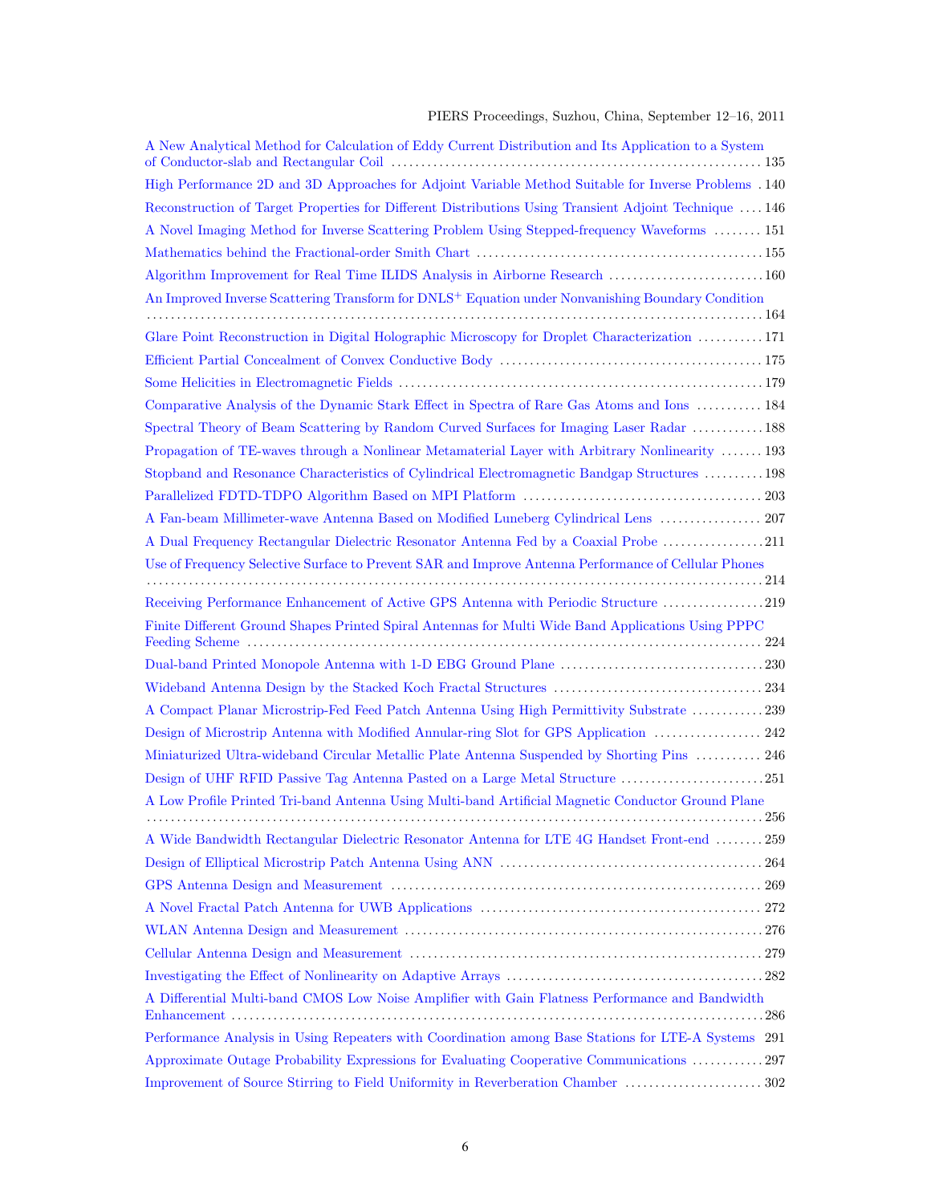A New Analytical Method for Calculation of Eddy Current Distribution and Its Application to a System of Conductor-slab and Rectangular Coil .......... 135

High Performance 2D and 3D Approaches for Adjoint Variable Method Suitable for Inverse Problems . 140

Reconstruction of Target Properties for Different Distributions Using Transient Adjoint Technique .... 146

A Novel Imaging Method for Inverse Scattering Problem Using Stepped-frequency Waveforms ........ 151

Mathematics behind the Fractional-order Smith Chart .......... 155

Algorithm Improvement for Real Time ILIDS Analysis in Airborne Research .......... 160

An Improved Inverse Scattering Transform for DNLS$^{+}$ Equation under Nonvanishing Boundary Condition .......... 164

Glare Point Reconstruction in Digital Holographic Microscopy for Droplet Characterization .......... 171

Efficient Partial Concealment of Convex Conductive Body .......... 175

Some Helicities in Electromagnetic Fields .......... 179

Comparative Analysis of the Dynamic Stark Effect in Spectra of Rare Gas Atoms and Ions .......... 184

Spectral Theory of Beam Scattering by Random Curved Surfaces for Imaging Laser Radar .......... 188

Propagation of TE-waves through a Nonlinear Metamaterial Layer with Arbitrary Nonlinearity .......... 193

Stopband and Resonance Characteristics of Cylindrical Electromagnetic Bandgap Structures .......... 198

Parallelized FDTD-TDPO Algorithm Based on MPI Platform .......... 203

A Fan-beam Millimeter-wave Antenna Based on Modified Luneberg Cylindrical Lens .......... 207

A Dual Frequency Rectangular Dielectric Resonator Antenna Fed by a Coaxial Probe .......... 211

Use of Frequency Selective Surface to Prevent SAR and Improve Antenna Performance of Cellular Phones .......... 214

Receiving Performance Enhancement of Active GPS Antenna with Periodic Structure .......... 219

Finite Different Ground Shapes Printed Spiral Antennas for Multi Wide Band Applications Using PPPC Feeding Scheme .......... 224

Dual-band Printed Monopole Antenna with 1-D EBG Ground Plane .......... 230

Wideband Antenna Design by the Stacked Koch Fractal Structures .......... 234

A Compact Planar Microstrip-Fed Feed Patch Antenna Using High Permittivity Substrate .......... 239

Design of Microstrip Antenna with Modified Annular-ring Slot for GPS Application .......... 242

Miniaturized Ultra-wideband Circular Metallic Plate Antenna Suspended by Shorting Pins .......... 246

Design of UHF RFID Passive Tag Antenna Pasted on a Large Metal Structure .......... 251

A Low Profile Printed Tri-band Antenna Using Multi-band Artificial Magnetic Conductor Ground Plane .......... 256

A Wide Bandwidth Rectangular Dielectric Resonator Antenna for LTE 4G Handset Front-end .......... 259

Design of Elliptical Microstrip Patch Antenna Using ANN .......... 264

GPS Antenna Design and Measurement .......... 269

A Novel Fractal Patch Antenna for UWB Applications .......... 272

WLAN Antenna Design and Measurement .......... 276

Cellular Antenna Design and Measurement .......... 279

Investigating the Effect of Nonlinearity on Adaptive Arrays .......... 282

A Differential Multi-band CMOS Low Noise Amplifier with Gain Flatness Performance and Bandwidth Enhancement .......... 286

Performance Analysis in Using Repeaters with Coordination among Base Stations for LTE-A Systems 291

Approximate Outage Probability Expressions for Evaluating Cooperative Communications .......... 297

Improvement of Source Stirring to Field Uniformity in Reverberation Chamber .......... 302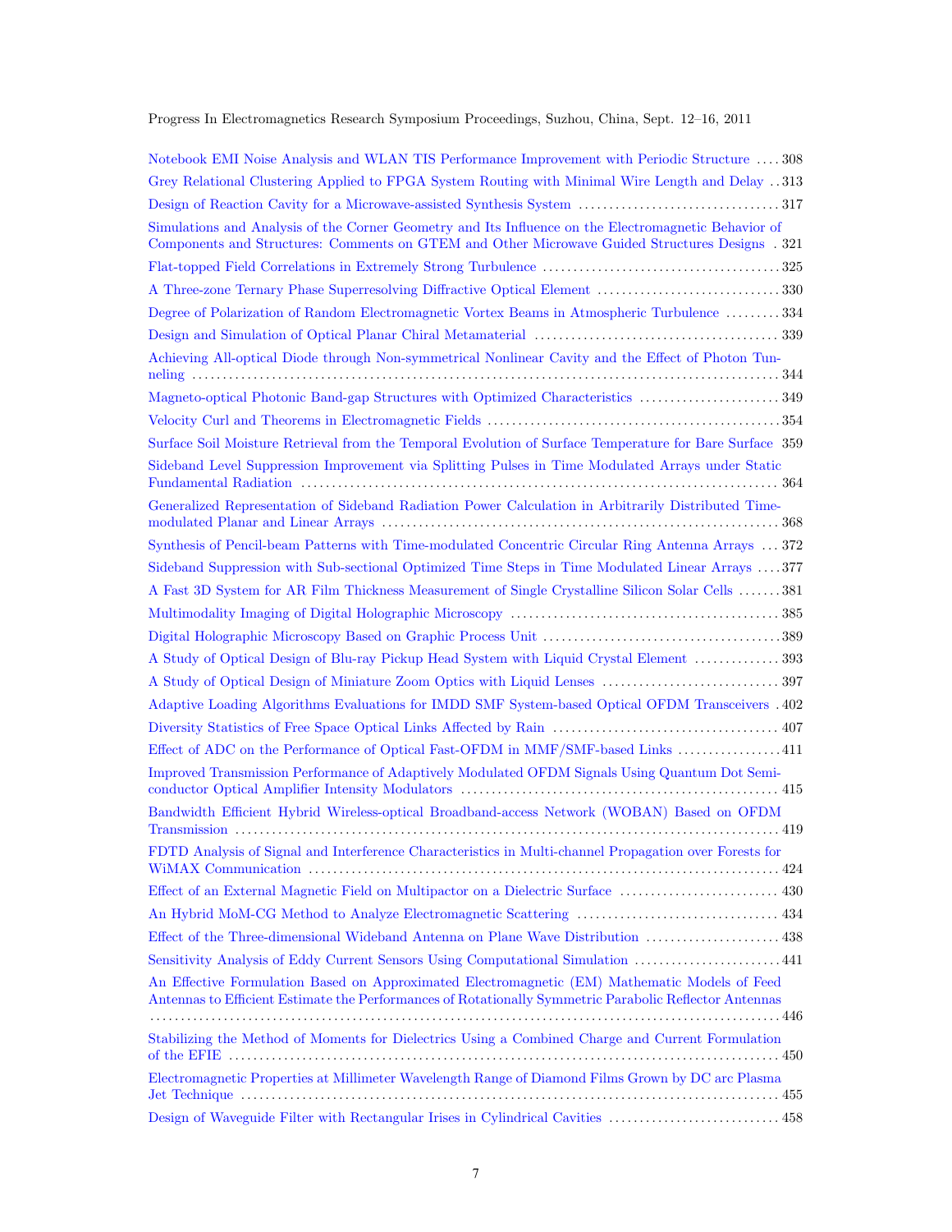Notebook EMI Noise Analysis and WLAN TIS Performance Improvement with Periodic Structure .... 308

Grey Relational Clustering Applied to FPGA System Routing with Minimal Wire Length and Delay .. 313

Design of Reaction Cavity for a Microwave-assisted Synthesis System .................................. 317

Simulations and Analysis of the Corner Geometry and Its Influence on the Electromagnetic Behavior of Components and Structures: Comments on GTEM and Other Microwave Guided Structures Designs . 321

Flat-topped Field Correlations in Extremely Strong Turbulence ........................................ 325

A Three-zone Ternary Phase Superresolving Diffractive Optical Element .............................. 330

Degree of Polarization of Random Electromagnetic Vortex Beams in Atmospheric Turbulence ......... 334

Design and Simulation of Optical Planar Chiral Metamaterial ......................................... 339

Achieving All-optical Diode through Non-symmetrical Nonlinear Cavity and the Effect of Photon Tunneling ................................................................................................ 344

Magneto-optical Photonic Band-gap Structures with Optimized Characteristics ........................ 349

Velocity Curl and Theorems in Electromagnetic Fields ................................................ 354

Surface Soil Moisture Retrieval from the Temporal Evolution of Surface Temperature for Bare Surface 359

Sideband Level Suppression Improvement via Splitting Pulses in Time Modulated Arrays under Static Fundamental Radiation ..................................................................................... 364

Generalized Representation of Sideband Radiation Power Calculation in Arbitrarily Distributed Time-modulated Planar and Linear Arrays ................................................................. 368

Synthesis of Pencil-beam Patterns with Time-modulated Concentric Circular Ring Antenna Arrays ... 372

Sideband Suppression with Sub-sectional Optimized Time Steps in Time Modulated Linear Arrays .... 377

A Fast 3D System for AR Film Thickness Measurement of Single Crystalline Silicon Solar Cells ....... 381

Multimodality Imaging of Digital Holographic Microscopy ............................................ 385

Digital Holographic Microscopy Based on Graphic Process Unit ....................................... 389

A Study of Optical Design of Blu-ray Pickup Head System with Liquid Crystal Element .............. 393

A Study of Optical Design of Miniature Zoom Optics with Liquid Lenses ............................. 397

Adaptive Loading Algorithms Evaluations for IMDD SMF System-based Optical OFDM Transceivers . 402

Diversity Statistics of Free Space Optical Links Affected by Rain ..................................... 407

Effect of ADC on the Performance of Optical Fast-OFDM in MMF/SMF-based Links ................. 411

Improved Transmission Performance of Adaptively Modulated OFDM Signals Using Quantum Dot Semiconductor Optical Amplifier Intensity Modulators .................................................... 415

Bandwidth Efficient Hybrid Wireless-optical Broadband-access Network (WOBAN) Based on OFDM Transmission ............................................................................................ 419

FDTD Analysis of Signal and Interference Characteristics in Multi-channel Propagation over Forests for WiMAX Communication ............................................................................. 424

Effect of an External Magnetic Field on Multipactor on a Dielectric Surface .......................... 430

An Hybrid MoM-CG Method to Analyze Electromagnetic Scattering ................................. 434

Effect of the Three-dimensional Wideband Antenna on Plane Wave Distribution ...................... 438

Sensitivity Analysis of Eddy Current Sensors Using Computational Simulation ........................ 441

An Effective Formulation Based on Approximated Electromagnetic (EM) Mathematic Models of Feed Antennas to Efficient Estimate the Performances of Rotationally Symmetric Parabolic Reflector Antennas ............................................................................................................ 446

Stabilizing the Method of Moments for Dielectrics Using a Combined Charge and Current Formulation of the EFIE ........................................................................................... 450

Electromagnetic Properties at Millimeter Wavelength Range of Diamond Films Grown by DC arc Plasma Jet Technique ......................................................................................... 455

Design of Waveguide Filter with Rectangular Irises in Cylindrical Cavities ............................ 458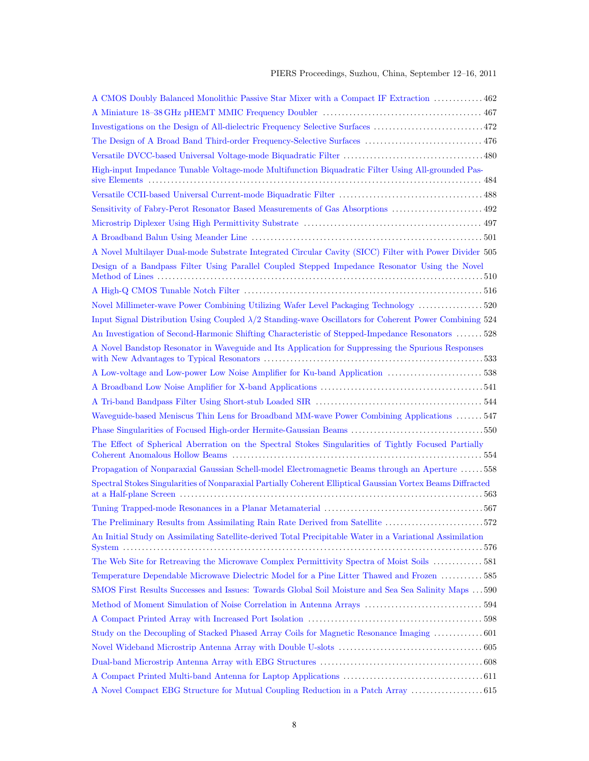A CMOS Doubly Balanced Monolithic Passive Star Mixer with a Compact IF Extraction ............. 462

A Miniature 18–38 GHz pHEMT MMIC Frequency Doubler ........................................... 467

Investigations on the Design of All-dielectric Frequency Selective Surfaces ............................. 472

The Design of A Broad Band Third-order Frequency-Selective Surfaces ............................... 476

Versatile DVCC-based Universal Voltage-mode Biquadratic Filter ..................................... 480

High-input Impedance Tunable Voltage-mode Multifunction Biquadratic Filter Using All-grounded Passive Elements ........................................................................................ 484

Versatile CCII-based Universal Current-mode Biquadratic Filter ...................................... 488

Sensitivity of Fabry-Perot Resonator Based Measurements of Gas Absorptions ........................ 492

Microstrip Diplexer Using High Permittivity Substrate ............................................... 497

A Broadband Balun Using Meander Line ............................................................. 501

A Novel Multilayer Dual-mode Substrate Integrated Circular Cavity (SICC) Filter with Power Divider 505

Design of a Bandpass Filter Using Parallel Coupled Stepped Impedance Resonator Using the Novel Method of Lines ......................................................................................... 510

A High-Q CMOS Tunable Notch Filter ................................................................ 516

Novel Millimeter-wave Power Combining Utilizing Wafer Level Packaging Technology ................. 520

Input Signal Distribution Using Coupled $\lambda/2$ Standing-wave Oscillators for Coherent Power Combining 524

An Investigation of Second-Harmonic Shifting Characteristic of Stepped-Impedance Resonators ....... 528

A Novel Bandstop Resonator in Waveguide and Its Application for Suppressing the Spurious Responses with New Advantages to Typical Resonators .......................................................... 533

A Low-voltage and Low-power Low Noise Amplifier for Ku-band Application ......................... 538

A Broadband Low Noise Amplifier for X-band Applications ........................................... 541

A Tri-band Bandpass Filter Using Short-stub Loaded SIR ............................................ 544

Waveguide-based Meniscus Thin Lens for Broadband MM-wave Power Combining Applications ....... 547

Phase Singularities of Focused High-order Hermite-Gaussian Beams .................................. 550

The Effect of Spherical Aberration on the Spectral Stokes Singularities of Tightly Focused Partially Coherent Anomalous Hollow Beams ................................................................... 554

Propagation of Nonparaxial Gaussian Schell-model Electromagnetic Beams through an Aperture ...... 558

Spectral Stokes Singularities of Nonparaxial Partially Coherent Elliptical Gaussian Vortex Beams Diffracted at a Half-plane Screen ........................................................................... 563

Tuning Trapped-mode Resonances in a Planar Metamaterial .......................................... 567

The Preliminary Results from Assimilating Rain Rate Derived from Satellite .......................... 572

An Initial Study on Assimilating Satellite-derived Total Precipitable Water in a Variational Assimilation System ................................................................................................ 576

The Web Site for Retreaving the Microwave Complex Permittivity Spectra of Moist Soils ............. 581

Temperature Dependable Microwave Dielectric Model for a Pine Litter Thawed and Frozen ........... 585

SMOS First Results Successes and Issues: Towards Global Soil Moisture and Sea Sea Salinity Maps ... 590

Method of Moment Simulation of Noise Correlation in Antenna Arrays ............................... 594

A Compact Printed Array with Increased Port Isolation .............................................. 598

Study on the Decoupling of Stacked Phased Array Coils for Magnetic Resonance Imaging ............. 601

Novel Wideband Microstrip Antenna Array with Double U-slots ...................................... 605

Dual-band Microstrip Antenna Array with EBG Structures ........................................... 608

A Compact Printed Multi-band Antenna for Laptop Applications ..................................... 611

A Novel Compact EBG Structure for Mutual Coupling Reduction in a Patch Array ................... 615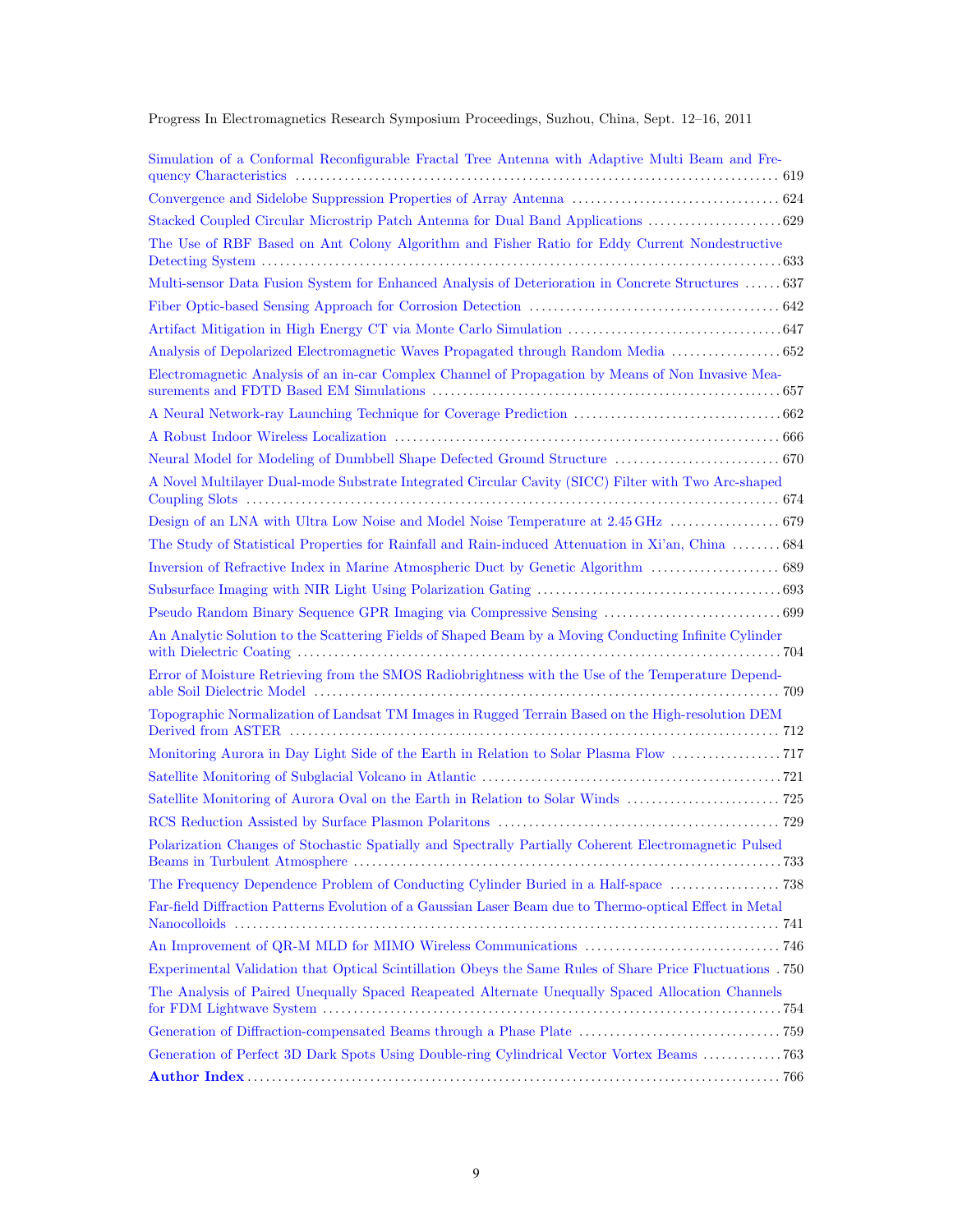Simulation of a Conformal Reconfigurable Fractal Tree Antenna with Adaptive Multi Beam and Frequency Characteristics ... 619

Convergence and Sidelobe Suppression Properties of Array Antenna ... 624

Stacked Coupled Circular Microstrip Patch Antenna for Dual Band Applications ... 629

The Use of RBF Based on Ant Colony Algorithm and Fisher Ratio for Eddy Current Nondestructive Detecting System ... 633

Multi-sensor Data Fusion System for Enhanced Analysis of Deterioration in Concrete Structures ... 637

Fiber Optic-based Sensing Approach for Corrosion Detection ... 642

Artifact Mitigation in High Energy CT via Monte Carlo Simulation ... 647

Analysis of Depolarized Electromagnetic Waves Propagated through Random Media ... 652

Electromagnetic Analysis of an in-car Complex Channel of Propagation by Means of Non Invasive Measurements and FDTD Based EM Simulations ... 657

A Neural Network-ray Launching Technique for Coverage Prediction ... 662

A Robust Indoor Wireless Localization ... 666

Neural Model for Modeling of Dumbbell Shape Defected Ground Structure ... 670

A Novel Multilayer Dual-mode Substrate Integrated Circular Cavity (SICC) Filter with Two Arc-shaped Coupling Slots ... 674

Design of an LNA with Ultra Low Noise and Model Noise Temperature at 2.45 GHz ... 679

The Study of Statistical Properties for Rainfall and Rain-induced Attenuation in Xi'an, China ... 684

Inversion of Refractive Index in Marine Atmospheric Duct by Genetic Algorithm ... 689

Subsurface Imaging with NIR Light Using Polarization Gating ... 693

Pseudo Random Binary Sequence GPR Imaging via Compressive Sensing ... 699

An Analytic Solution to the Scattering Fields of Shaped Beam by a Moving Conducting Infinite Cylinder with Dielectric Coating ... 704

Error of Moisture Retrieving from the SMOS Radiobrightness with the Use of the Temperature Dependable Soil Dielectric Model ... 709

Topographic Normalization of Landsat TM Images in Rugged Terrain Based on the High-resolution DEM Derived from ASTER ... 712

Monitoring Aurora in Day Light Side of the Earth in Relation to Solar Plasma Flow ... 717

Satellite Monitoring of Subglacial Volcano in Atlantic ... 721

Satellite Monitoring of Aurora Oval on the Earth in Relation to Solar Winds ... 725

RCS Reduction Assisted by Surface Plasmon Polaritons ... 729

Polarization Changes of Stochastic Spatially and Spectrally Partially Coherent Electromagnetic Pulsed Beams in Turbulent Atmosphere ... 733

The Frequency Dependence Problem of Conducting Cylinder Buried in a Half-space ... 738

Far-field Diffraction Patterns Evolution of a Gaussian Laser Beam due to Thermo-optical Effect in Metal Nanocolloids ... 741

An Improvement of QR-M MLD for MIMO Wireless Communications ... 746

Experimental Validation that Optical Scintillation Obeys the Same Rules of Share Price Fluctuations ... 750

The Analysis of Paired Unequally Spaced Reapeated Alternate Unequally Spaced Allocation Channels for FDM Lightwave System ... 754

Generation of Diffraction-compensated Beams through a Phase Plate ... 759

Generation of Perfect 3D Dark Spots Using Double-ring Cylindrical Vector Vortex Beams ... 763

**Author Index** ... 766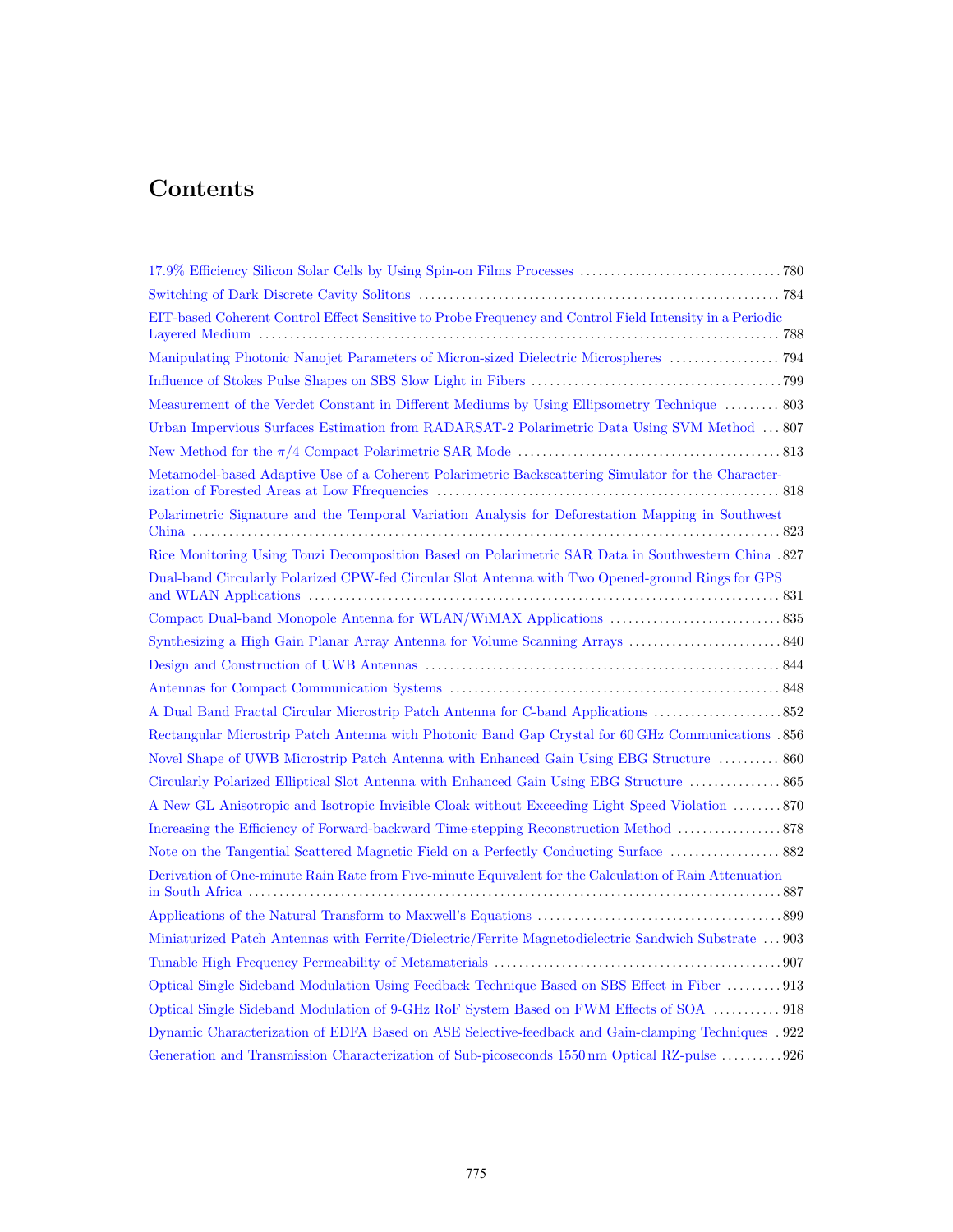# Contents

17.9% Efficiency Silicon Solar Cells by Using Spin-on Films Processes ..... 780

Switching of Dark Discrete Cavity Solitons ..... 784

EIT-based Coherent Control Effect Sensitive to Probe Frequency and Control Field Intensity in a Periodic Layered Medium ..... 788

Manipulating Photonic Nanojet Parameters of Micron-sized Dielectric Microspheres ..... 794

Influence of Stokes Pulse Shapes on SBS Slow Light in Fibers ..... 799

Measurement of the Verdet Constant in Different Mediums by Using Ellipsometry Technique ..... 803

Urban Impervious Surfaces Estimation from RADARSAT-2 Polarimetric Data Using SVM Method ..... 807

New Method for the $\pi/4$ Compact Polarimetric SAR Mode ..... 813

Metamodel-based Adaptive Use of a Coherent Polarimetric Backscattering Simulator for the Characterization of Forested Areas at Low Ffrequencies ..... 818

Polarimetric Signature and the Temporal Variation Analysis for Deforestation Mapping in Southwest China ..... 823

Rice Monitoring Using Touzi Decomposition Based on Polarimetric SAR Data in Southwestern China ..... 827

Dual-band Circularly Polarized CPW-fed Circular Slot Antenna with Two Opened-ground Rings for GPS and WLAN Applications ..... 831

Compact Dual-band Monopole Antenna for WLAN/WiMAX Applications ..... 835

Synthesizing a High Gain Planar Array Antenna for Volume Scanning Arrays ..... 840

Design and Construction of UWB Antennas ..... 844

Antennas for Compact Communication Systems ..... 848

A Dual Band Fractal Circular Microstrip Patch Antenna for C-band Applications ..... 852

Rectangular Microstrip Patch Antenna with Photonic Band Gap Crystal for 60 GHz Communications ..... 856

Novel Shape of UWB Microstrip Patch Antenna with Enhanced Gain Using EBG Structure ..... 860

Circularly Polarized Elliptical Slot Antenna with Enhanced Gain Using EBG Structure ..... 865

A New GL Anisotropic and Isotropic Invisible Cloak without Exceeding Light Speed Violation ..... 870

Increasing the Efficiency of Forward-backward Time-stepping Reconstruction Method ..... 878

Note on the Tangential Scattered Magnetic Field on a Perfectly Conducting Surface ..... 882

Derivation of One-minute Rain Rate from Five-minute Equivalent for the Calculation of Rain Attenuation in South Africa ..... 887

Applications of the Natural Transform to Maxwell's Equations ..... 899

Miniaturized Patch Antennas with Ferrite/Dielectric/Ferrite Magnetodielectric Sandwich Substrate ..... 903

Tunable High Frequency Permeability of Metamaterials ..... 907

Optical Single Sideband Modulation Using Feedback Technique Based on SBS Effect in Fiber ..... 913

Optical Single Sideband Modulation of 9-GHz RoF System Based on FWM Effects of SOA ..... 918

Dynamic Characterization of EDFA Based on ASE Selective-feedback and Gain-clamping Techniques ..... 922

Generation and Transmission Characterization of Sub-picoseconds 1550 nm Optical RZ-pulse ..... 926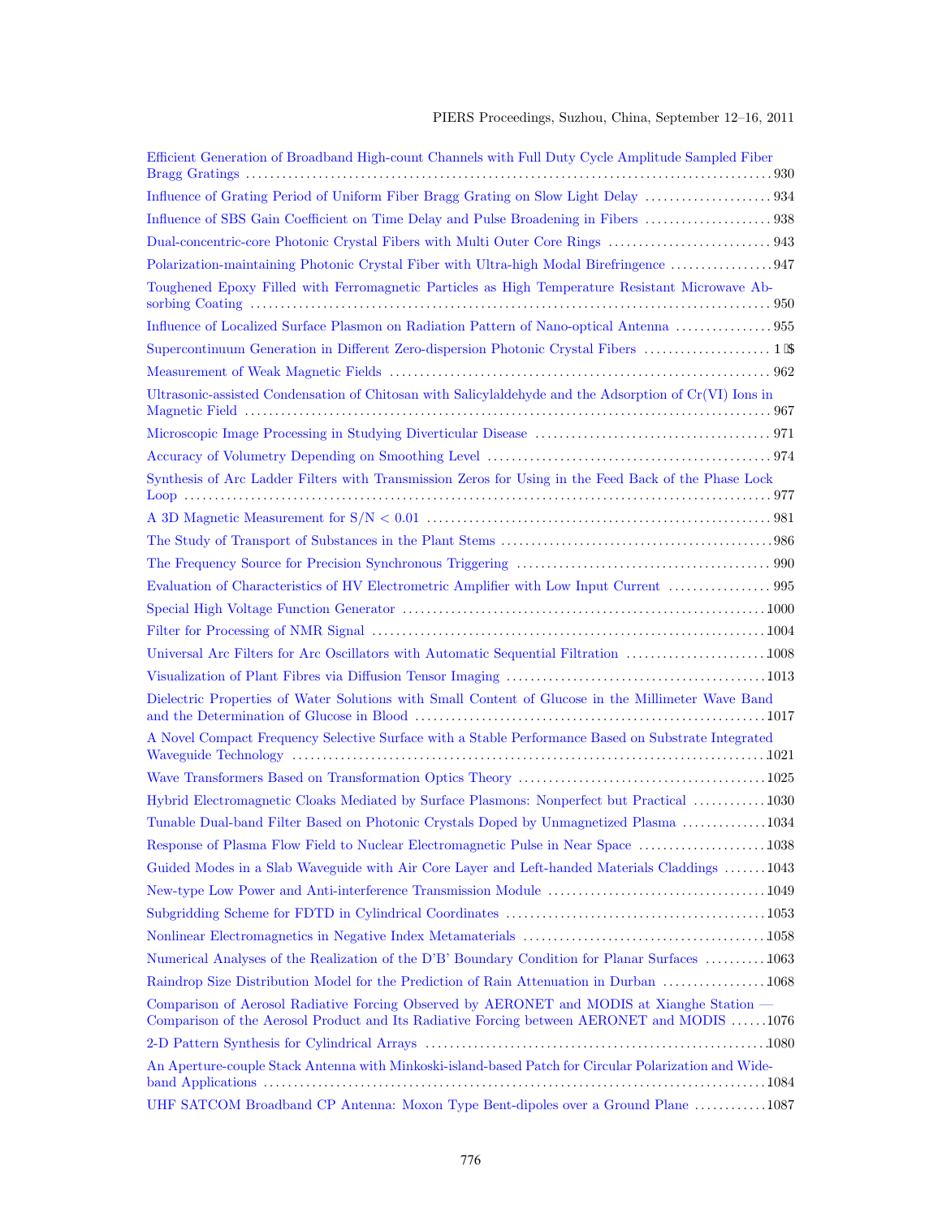Efficient Generation of Broadband High-count Channels with Full Duty Cycle Amplitude Sampled Fiber Bragg Gratings . . . . . . . . . . . . . . . . . . . . . . . . . . . . . . . . . . . . . . . . . . . . . . . . . . . . . . . . . . . . . . . . . . . . . . . . . . . 930

Influence of Grating Period of Uniform Fiber Bragg Grating on Slow Light Delay . . . . . . . . . . . . . . . . . . . . . 934

Influence of SBS Gain Coefficient on Time Delay and Pulse Broadening in Fibers . . . . . . . . . . . . . . . . . . . . . 938

Dual-concentric-core Photonic Crystal Fibers with Multi Outer Core Rings . . . . . . . . . . . . . . . . . . . . . . . . . . . 943

Polarization-maintaining Photonic Crystal Fiber with Ultra-high Modal Birefringence . . . . . . . . . . . . . . . . . 947

Toughened Epoxy Filled with Ferromagnetic Particles as High Temperature Resistant Microwave Absorbing Coating . . . . . . . . . . . . . . . . . . . . . . . . . . . . . . . . . . . . . . . . . . . . . . . . . . . . . . . . . . . . . . . . . . . . . . . . 950

Influence of Localized Surface Plasmon on Radiation Pattern of Nano-optical Antenna . . . . . . . . . . . . . . . . 955

Supercontinuum Generation in Different Zero-dispersion Photonic Crystal Fibers . . . . . . . . . . . . . . . . . . . . . 1 $

Measurement of Weak Magnetic Fields . . . . . . . . . . . . . . . . . . . . . . . . . . . . . . . . . . . . . . . . . . . . . . . . . . . . . . . . . . . . . 962

Ultrasonic-assisted Condensation of Chitosan with Salicylaldehyde and the Adsorption of Cr(VI) Ions in Magnetic Field . . . . . . . . . . . . . . . . . . . . . . . . . . . . . . . . . . . . . . . . . . . . . . . . . . . . . . . . . . . . . . . . . . . . . . . . . . . . 967

Microscopic Image Processing in Studying Diverticular Disease . . . . . . . . . . . . . . . . . . . . . . . . . . . . . . . . . . . . . . . 971

Accuracy of Volumetry Depending on Smoothing Level . . . . . . . . . . . . . . . . . . . . . . . . . . . . . . . . . . . . . . . . . . . . . . 974

Synthesis of Arc Ladder Filters with Transmission Zeros for Using in the Feed Back of the Phase Lock Loop . . . . . . . . . . . . . . . . . . . . . . . . . . . . . . . . . . . . . . . . . . . . . . . . . . . . . . . . . . . . . . . . . . . . . . . . . . . . . . . . . 977

A 3D Magnetic Measurement for $S/N < 0.01$ . . . . . . . . . . . . . . . . . . . . . . . . . . . . . . . . . . . . . . . . . . . . . . . . . . . . . . . 981

The Study of Transport of Substances in the Plant Stems . . . . . . . . . . . . . . . . . . . . . . . . . . . . . . . . . . . . . . . . . . . . 986

The Frequency Source for Precision Synchronous Triggering . . . . . . . . . . . . . . . . . . . . . . . . . . . . . . . . . . . . . . . . . . 990

Evaluation of Characteristics of HV Electrometric Amplifier with Low Input Current . . . . . . . . . . . . . . . . . 995

Special High Voltage Function Generator . . . . . . . . . . . . . . . . . . . . . . . . . . . . . . . . . . . . . . . . . . . . . . . . . . . . . . . . . . . 1000

Filter for Processing of NMR Signal . . . . . . . . . . . . . . . . . . . . . . . . . . . . . . . . . . . . . . . . . . . . . . . . . . . . . . . . . . . . . . . . 1004

Universal Arc Filters for Arc Oscillators with Automatic Sequential Filtration . . . . . . . . . . . . . . . . . . . . . . . 1008

Visualization of Plant Fibres via Diffusion Tensor Imaging . . . . . . . . . . . . . . . . . . . . . . . . . . . . . . . . . . . . . . . . . . . 1013

Dielectric Properties of Water Solutions with Small Content of Glucose in the Millimeter Wave Band and the Determination of Glucose in Blood . . . . . . . . . . . . . . . . . . . . . . . . . . . . . . . . . . . . . . . . . . . . . . . . . . . . . . . . . 1017

A Novel Compact Frequency Selective Surface with a Stable Performance Based on Substrate Integrated Waveguide Technology . . . . . . . . . . . . . . . . . . . . . . . . . . . . . . . . . . . . . . . . . . . . . . . . . . . . . . . . . . . . . . . . . . . . . . . . 1021

Wave Transformers Based on Transformation Optics Theory . . . . . . . . . . . . . . . . . . . . . . . . . . . . . . . . . . . . . . . . . 1025

Hybrid Electromagnetic Cloaks Mediated by Surface Plasmons: Nonperfect but Practical . . . . . . . . . . . . 1030

Tunable Dual-band Filter Based on Photonic Crystals Doped by Unmagnetized Plasma . . . . . . . . . . . . . . 1034

Response of Plasma Flow Field to Nuclear Electromagnetic Pulse in Near Space . . . . . . . . . . . . . . . . . . . . . 1038

Guided Modes in a Slab Waveguide with Air Core Layer and Left-handed Materials Claddings . . . . . . . 1043

New-type Low Power and Anti-interference Transmission Module . . . . . . . . . . . . . . . . . . . . . . . . . . . . . . . . . . . 1049

Subgridding Scheme for FDTD in Cylindrical Coordinates . . . . . . . . . . . . . . . . . . . . . . . . . . . . . . . . . . . . . . . . . . . 1053

Nonlinear Electromagnetics in Negative Index Metamaterials . . . . . . . . . . . . . . . . . . . . . . . . . . . . . . . . . . . . . . . . 1058

Numerical Analyses of the Realization of the D'B' Boundary Condition for Planar Surfaces . . . . . . . . . . 1063

Raindrop Size Distribution Model for the Prediction of Rain Attenuation in Durban . . . . . . . . . . . . . . . . . 1068

Comparison of Aerosol Radiative Forcing Observed by AERONET and MODIS at Xianghe Station — Comparison of the Aerosol Product and Its Radiative Forcing between AERONET and MODIS . . . . . . 1076

2-D Pattern Synthesis for Cylindrical Arrays . . . . . . . . . . . . . . . . . . . . . . . . . . . . . . . . . . . . . . . . . . . . . . . . . . . . . . . 1080

An Aperture-couple Stack Antenna with Minkoski-island-based Patch for Circular Polarization and Wideband Applications . . . . . . . . . . . . . . . . . . . . . . . . . . . . . . . . . . . . . . . . . . . . . . . . . . . . . . . . . . . . . . . . . . . . . . . . . . 1084

UHF SATCOM Broadband CP Antenna: Moxon Type Bent-dipoles over a Ground Plane . . . . . . . . . . . . 1087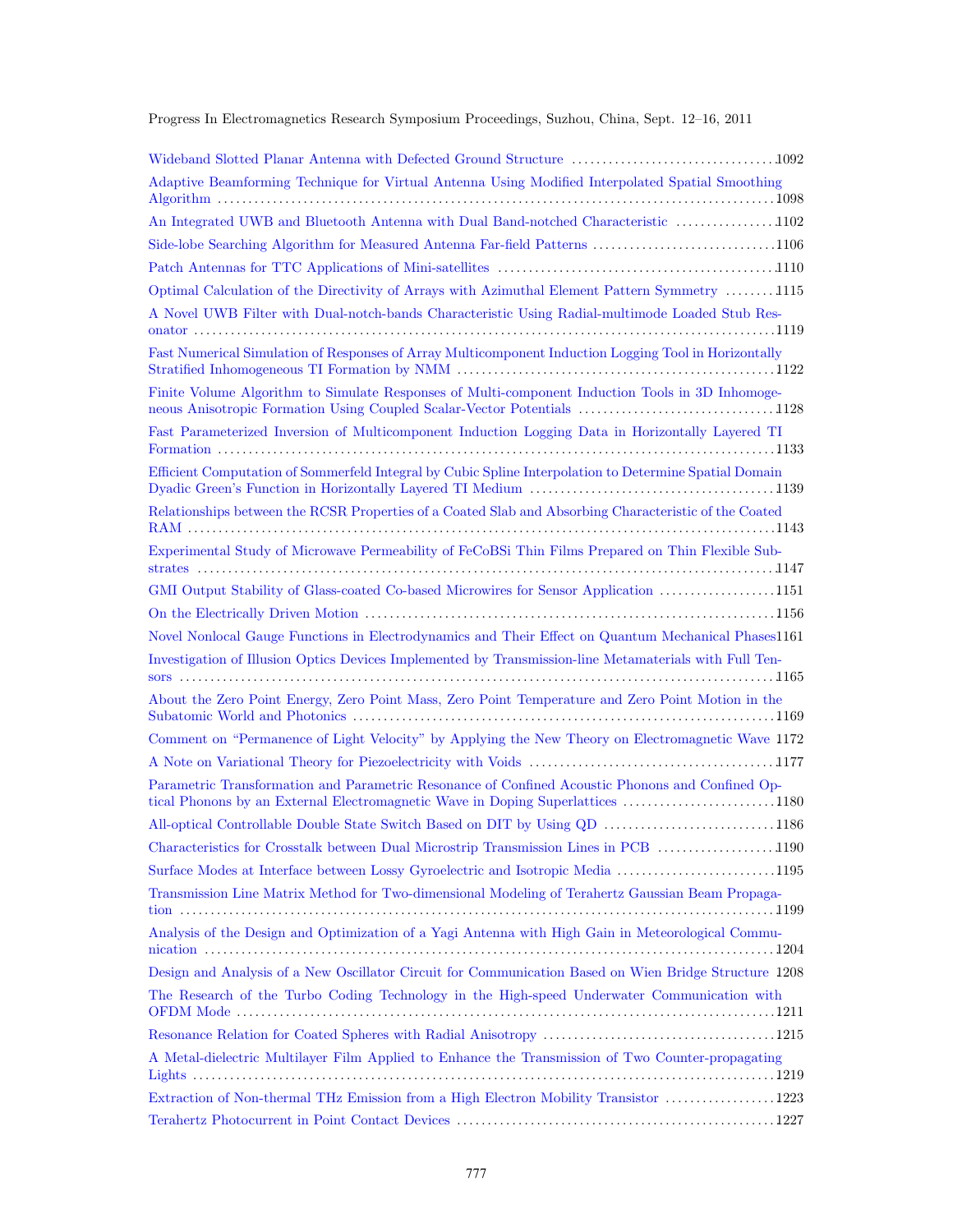Wideband Slotted Planar Antenna with Defected Ground Structure .................................1092

Adaptive Beamforming Technique for Virtual Antenna Using Modified Interpolated Spatial Smoothing Algorithm .........................................................................................1098

An Integrated UWB and Bluetooth Antenna with Dual Band-notched Characteristic ................1102

Side-lobe Searching Algorithm for Measured Antenna Far-field Patterns .............................1106

Patch Antennas for TTC Applications of Mini-satellites .............................................1110

Optimal Calculation of the Directivity of Arrays with Azimuthal Element Pattern Symmetry ........1115

A Novel UWB Filter with Dual-notch-bands Characteristic Using Radial-multimode Loaded Stub Resonator .........................................................................................1119

Fast Numerical Simulation of Responses of Array Multicomponent Induction Logging Tool in Horizontally Stratified Inhomogeneous TI Formation by NMM ....................................................1122

Finite Volume Algorithm to Simulate Responses of Multi-component Induction Tools in 3D Inhomogeneous Anisotropic Formation Using Coupled Scalar-Vector Potentials ................................1128

Fast Parameterized Inversion of Multicomponent Induction Logging Data in Horizontally Layered TI Formation .........................................................................................1133

Efficient Computation of Sommerfeld Integral by Cubic Spline Interpolation to Determine Spatial Domain Dyadic Green's Function in Horizontally Layered TI Medium ........................................1139

Relationships between the RCSR Properties of a Coated Slab and Absorbing Characteristic of the Coated RAM .........................................................................................1143

Experimental Study of Microwave Permeability of FeCoBSi Thin Films Prepared on Thin Flexible Substrates .........................................................................................1147

GMI Output Stability of Glass-coated Co-based Microwires for Sensor Application ...................1151

On the Electrically Driven Motion ..................................................................1156

Novel Nonlocal Gauge Functions in Electrodynamics and Their Effect on Quantum Mechanical Phases1161

Investigation of Illusion Optics Devices Implemented by Transmission-line Metamaterials with Full Tensors .........................................................................................1165

About the Zero Point Energy, Zero Point Mass, Zero Point Temperature and Zero Point Motion in the Subatomic World and Photonics .....................................................................1169

Comment on "Permanence of Light Velocity" by Applying the New Theory on Electromagnetic Wave 1172

A Note on Variational Theory for Piezoelectricity with Voids ........................................1177

Parametric Transformation and Parametric Resonance of Confined Acoustic Phonons and Confined Optical Phonons by an External Electromagnetic Wave in Doping Superlattices .........................1180

All-optical Controllable Double State Switch Based on DIT by Using QD ............................1186

Characteristics for Crosstalk between Dual Microstrip Transmission Lines in PCB ...................1190

Surface Modes at Interface between Lossy Gyroelectric and Isotropic Media ..........................1195

Transmission Line Matrix Method for Two-dimensional Modeling of Terahertz Gaussian Beam Propagation .........................................................................................1199

Analysis of the Design and Optimization of a Yagi Antenna with High Gain in Meteorological Communication .........................................................................................1204

Design and Analysis of a New Oscillator Circuit for Communication Based on Wien Bridge Structure 1208

The Research of the Turbo Coding Technology in the High-speed Underwater Communication with OFDM Mode .........................................................................................1211

Resonance Relation for Coated Spheres with Radial Anisotropy .....................................1215

A Metal-dielectric Multilayer Film Applied to Enhance the Transmission of Two Counter-propagating Lights .........................................................................................1219

Extraction of Non-thermal THz Emission from a High Electron Mobility Transistor ..................1223

Terahertz Photocurrent in Point Contact Devices ...................................................1227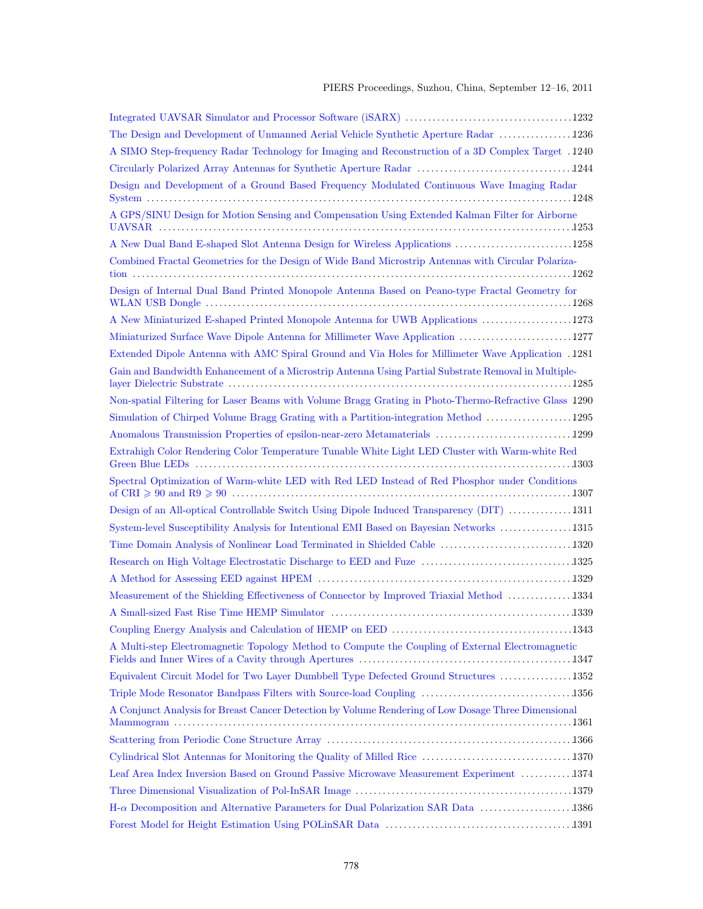Integrated UAVSAR Simulator and Processor Software (iSARX) .................................... 1232

The Design and Development of Unmanned Aerial Vehicle Synthetic Aperture Radar ................ 1236

A SIMO Step-frequency Radar Technology for Imaging and Reconstruction of a 3D Complex Target . 1240

Circularly Polarized Array Antennas for Synthetic Aperture Radar .................................. 1244

Design and Development of a Ground Based Frequency Modulated Continuous Wave Imaging Radar System ........................................................................................ 1248

A GPS/SINU Design for Motion Sensing and Compensation Using Extended Kalman Filter for Airborne UAVSAR ........................................................................................ 1253

A New Dual Band E-shaped Slot Antenna Design for Wireless Applications .......................... 1258

Combined Fractal Geometries for the Design of Wide Band Microstrip Antennas with Circular Polarization ........................................................................................ 1262

Design of Internal Dual Band Printed Monopole Antenna Based on Peano-type Fractal Geometry for WLAN USB Dongle ........................................................................................ 1268

A New Miniaturized E-shaped Printed Monopole Antenna for UWB Applications .................... 1273

Miniaturized Surface Wave Dipole Antenna for Millimeter Wave Application ......................... 1277

Extended Dipole Antenna with AMC Spiral Ground and Via Holes for Millimeter Wave Application . 1281

Gain and Bandwidth Enhancement of a Microstrip Antenna Using Partial Substrate Removal in Multiple-layer Dielectric Substrate ........................................................................................ 1285

Non-spatial Filtering for Laser Beams with Volume Bragg Grating in Photo-Thermo-Refractive Glass 1290

Simulation of Chirped Volume Bragg Grating with a Partition-integration Method .................. 1295

Anomalous Transmission Properties of epsilon-near-zero Metamaterials .............................. 1299

Extrahigh Color Rendering Color Temperature Tunable White Light LED Cluster with Warm-white Red Green Blue LEDs ........................................................................................ 1303

Spectral Optimization of Warm-white LED with Red LED Instead of Red Phosphor under Conditions of CRI $\geqslant$ 90 and R9 $\geqslant$ 90 ........................................................................................ 1307

Design of an All-optical Controllable Switch Using Dipole Induced Transparency (DIT) .............. 1311

System-level Susceptibility Analysis for Intentional EMI Based on Bayesian Networks ................ 1315

Time Domain Analysis of Nonlinear Load Terminated in Shielded Cable ............................ 1320

Research on High Voltage Electrostatic Discharge to EED and Fuze ................................ 1325

A Method for Assessing EED against HPEM ........................................................................................ 1329

Measurement of the Shielding Effectiveness of Connector by Improved Triaxial Method .............. 1334

A Small-sized Fast Rise Time HEMP Simulator ........................................................................................ 1339

Coupling Energy Analysis and Calculation of HEMP on EED ........................................ 1343

A Multi-step Electromagnetic Topology Method to Compute the Coupling of External Electromagnetic Fields and Inner Wires of a Cavity through Apertures ............................................... 1347

Equivalent Circuit Model for Two Layer Dumbbell Type Defected Ground Structures ................ 1352

Triple Mode Resonator Bandpass Filters with Source-load Coupling ................................. 1356

A Conjunct Analysis for Breast Cancer Detection by Volume Rendering of Low Dosage Three Dimensional Mammogram ........................................................................................ 1361

Scattering from Periodic Cone Structure Array ........................................................................................ 1366

Cylindrical Slot Antennas for Monitoring the Quality of Milled Rice ................................. 1370

Leaf Area Index Inversion Based on Ground Passive Microwave Measurement Experiment ........... 1374

Three Dimensional Visualization of Pol-InSAR Image ................................................ 1379

H-$\alpha$ Decomposition and Alternative Parameters for Dual Polarization SAR Data .................... 1386

Forest Model for Height Estimation Using POLinSAR Data ......................................... 1391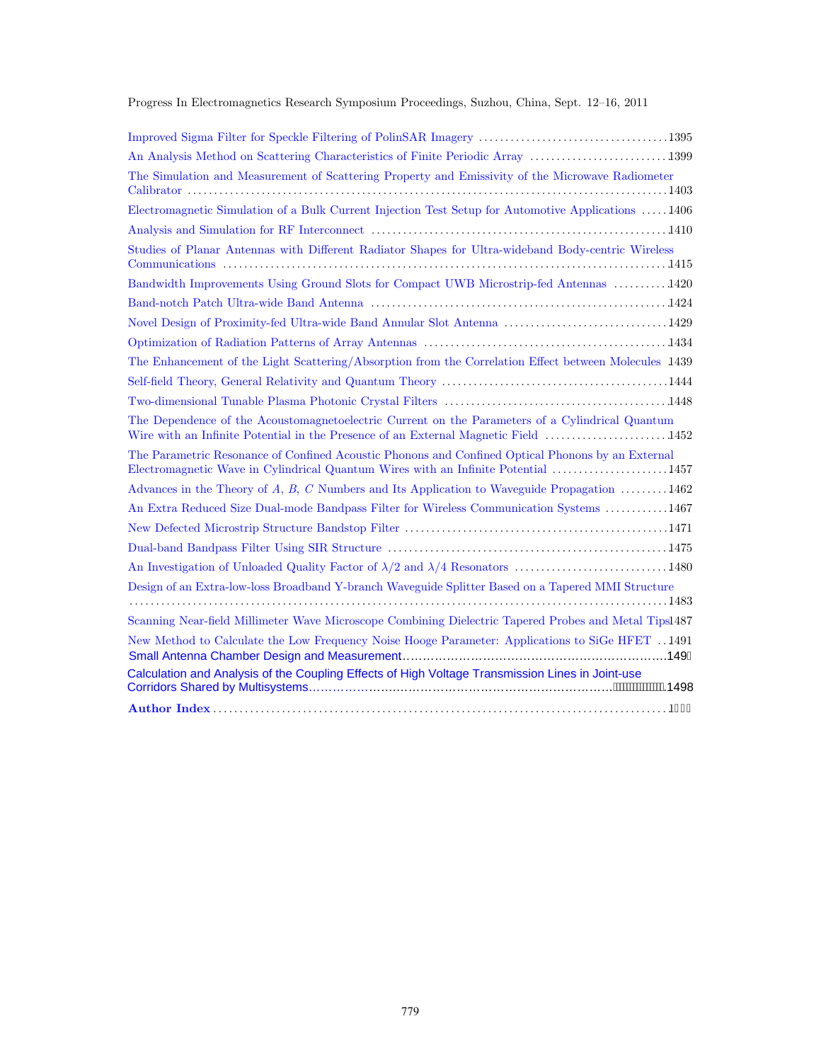Improved Sigma Filter for Speckle Filtering of PolinSAR Imagery .................................... 1395

An Analysis Method on Scattering Characteristics of Finite Periodic Array .......................... 1399

The Simulation and Measurement of Scattering Property and Emissivity of the Microwave Radiometer Calibrator ........................................................................................ 1403

Electromagnetic Simulation of a Bulk Current Injection Test Setup for Automotive Applications ..... 1406

Analysis and Simulation for RF Interconnect ........................................................ 1410

Studies of Planar Antennas with Different Radiator Shapes for Ultra-wideband Body-centric Wireless Communications ......................................................................................... 1415

Bandwidth Improvements Using Ground Slots for Compact UWB Microstrip-fed Antennas .......... 1420

Band-notch Patch Ultra-wide Band Antenna ........................................................ 1424

Novel Design of Proximity-fed Ultra-wide Band Annular Slot Antenna ............................... 1429

Optimization of Radiation Patterns of Array Antennas .............................................. 1434

The Enhancement of the Light Scattering/Absorption from the Correlation Effect between Molecules 1439

Self-field Theory, General Relativity and Quantum Theory .......................................... 1444

Two-dimensional Tunable Plasma Photonic Crystal Filters .......................................... 1448

The Dependence of the Acoustomagnetoelectric Current on the Parameters of a Cylindrical Quantum Wire with an Infinite Potential in the Presence of an External Magnetic Field ........................ 1452

The Parametric Resonance of Confined Acoustic Phonons and Confined Optical Phonons by an External Electromagnetic Wave in Cylindrical Quantum Wires with an Infinite Potential ...................... 1457

Advances in the Theory of $A$, $B$, $C$ Numbers and Its Application to Waveguide Propagation ......... 1462

An Extra Reduced Size Dual-mode Bandpass Filter for Wireless Communication Systems ............ 1467

New Defected Microstrip Structure Bandstop Filter ................................................. 1471

Dual-band Bandpass Filter Using SIR Structure ..................................................... 1475

An Investigation of Unloaded Quality Factor of $\lambda/2$ and $\lambda/4$ Resonators ............................. 1480

Design of an Extra-low-loss Broadband Y-branch Waveguide Splitter Based on a Tapered MMI Structure ........................................................................................................ 1483

Scanning Near-field Millimeter Wave Microscope Combining Dielectric Tapered Probes and Metal Tips 1487

New Method to Calculate the Low Frequency Noise Hooge Parameter: Applications to SiGe HFET .. 1491

Small Antenna Chamber Design and Measurement ................................................. 149

Calculation and Analysis of the Coupling Effects of High Voltage Transmission Lines in Joint-use Corridors Shared by Multisystems ........................................................................ 1498

**Author Index** ........................................................................................ 1